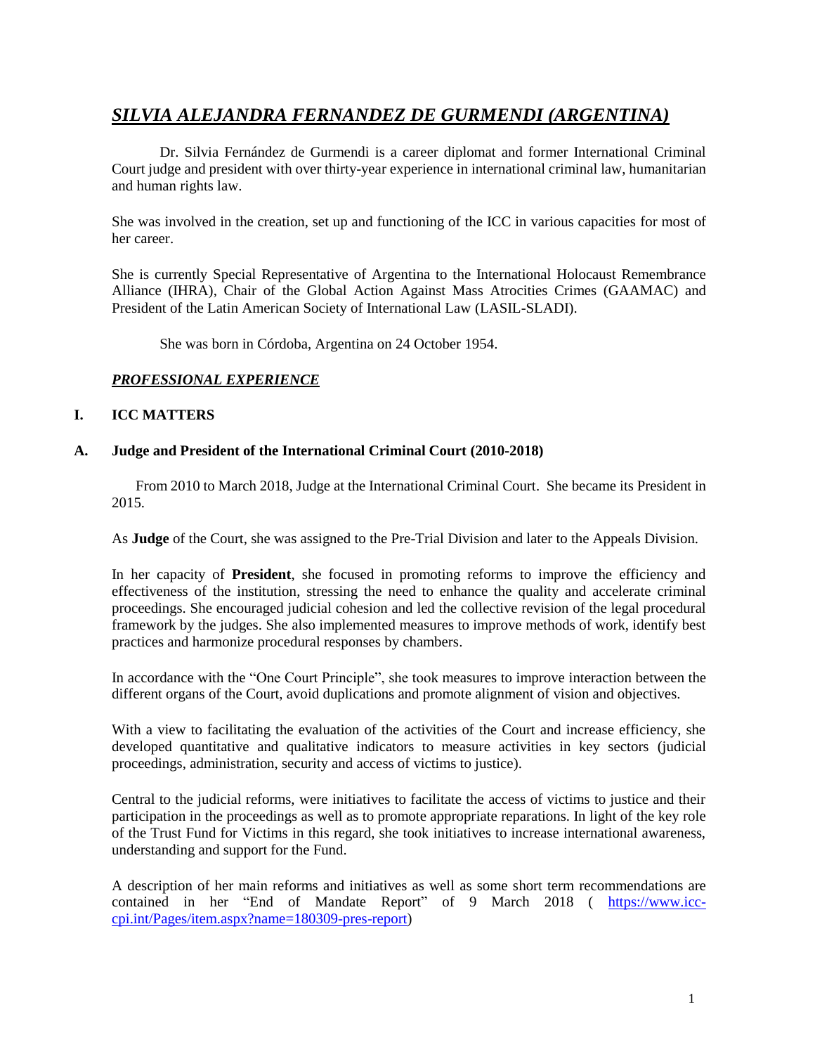# *SILVIA ALEJANDRA FERNANDEZ DE GURMENDI (ARGENTINA)*

Dr. Silvia Fernández de Gurmendi is a career diplomat and former International Criminal Court judge and president with over thirty-year experience in international criminal law, humanitarian and human rights law.

She was involved in the creation, set up and functioning of the ICC in various capacities for most of her career.

She is currently Special Representative of Argentina to the International Holocaust Remembrance Alliance (IHRA), Chair of the Global Action Against Mass Atrocities Crimes (GAAMAC) and President of the Latin American Society of International Law (LASIL-SLADI).

She was born in Córdoba, Argentina on 24 October 1954.

## *PROFESSIONAL EXPERIENCE*

### I. ICC MATTERS

#### A. Judge and President of the International Criminal Court (2010-2018)

From 2010 to March 2018, Judge at the International Criminal Court. She became its President in 2015.

As **Judge** of the Court, she was assigned to the Pre-Trial Division and later to the Appeals Division.

In her capacity of **President**, she focused in promoting reforms to improve the efficiency and effectiveness of the institution, stressing the need to enhance the quality and accelerate criminal proceedings. She encouraged judicial cohesion and led the collective revision of the legal procedural framework by the judges. She also implemented measures to improve methods of work, identify best practices and harmonize procedural responses by chambers.

In accordance with the "One Court Principle", she took measures to improve interaction between the different organs of the Court, avoid duplications and promote alignment of vision and objectives.

With a view to facilitating the evaluation of the activities of the Court and increase efficiency, she developed quantitative and qualitative indicators to measure activities in key sectors (judicial proceedings, administration, security and access of victims to justice).

Central to the judicial reforms, were initiatives to facilitate the access of victims to justice and their participation in the proceedings as well as to promote appropriate reparations. In light of the key role of the Trust Fund for Victims in this regard, she took initiatives to increase international awareness, understanding and support for the Fund.

A description of her main reforms and initiatives as well as some short term recommendations are contained in her "End of Mandate Report" of 9 March 2018 ( https://www.icc-cpi.int/Pages/item.aspx?name=180309-pres-report)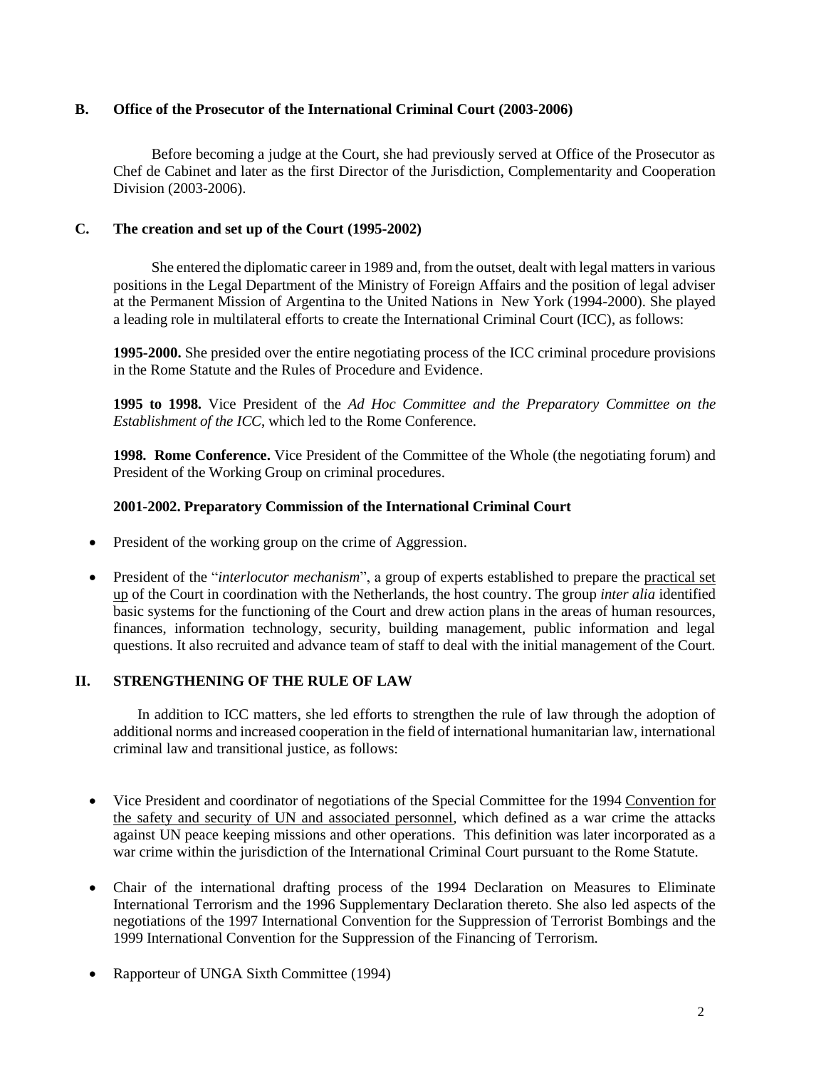## B. Office of the Prosecutor of the International Criminal Court (2003-2006)

Before becoming a judge at the Court, she had previously served at Office of the Prosecutor as Chef de Cabinet and later as the first Director of the Jurisdiction, Complementarity and Cooperation Division (2003-2006).

## C. The creation and set up of the Court (1995-2002)

She entered the diplomatic career in 1989 and, from the outset, dealt with legal matters in various positions in the Legal Department of the Ministry of Foreign Affairs and the position of legal adviser at the Permanent Mission of Argentina to the United Nations in New York (1994-2000). She played a leading role in multilateral efforts to create the International Criminal Court (ICC), as follows:

**1995-2000.** She presided over the entire negotiating process of the ICC criminal procedure provisions in the Rome Statute and the Rules of Procedure and Evidence.

**1995 to 1998.** Vice President of the *Ad Hoc Committee and the Preparatory Committee on the Establishment of the ICC*, which led to the Rome Conference.

**1998. Rome Conference.** Vice President of the Committee of the Whole (the negotiating forum) and President of the Working Group on criminal procedures.

**2001-2002. Preparatory Commission of the International Criminal Court**

- President of the working group on the crime of Aggression.
- President of the "*interlocutor mechanism*", a group of experts established to prepare the practical set up of the Court in coordination with the Netherlands, the host country. The group *inter alia* identified basic systems for the functioning of the Court and drew action plans in the areas of human resources, finances, information technology, security, building management, public information and legal questions. It also recruited and advance team of staff to deal with the initial management of the Court.

# II. STRENGTHENING OF THE RULE OF LAW

In addition to ICC matters, she led efforts to strengthen the rule of law through the adoption of additional norms and increased cooperation in the field of international humanitarian law, international criminal law and transitional justice, as follows:

- Vice President and coordinator of negotiations of the Special Committee for the 1994 Convention for the safety and security of UN and associated personnel, which defined as a war crime the attacks against UN peace keeping missions and other operations. This definition was later incorporated as a war crime within the jurisdiction of the International Criminal Court pursuant to the Rome Statute.
- Chair of the international drafting process of the 1994 Declaration on Measures to Eliminate International Terrorism and the 1996 Supplementary Declaration thereto. She also led aspects of the negotiations of the 1997 International Convention for the Suppression of Terrorist Bombings and the 1999 International Convention for the Suppression of the Financing of Terrorism.
- Rapporteur of UNGA Sixth Committee (1994)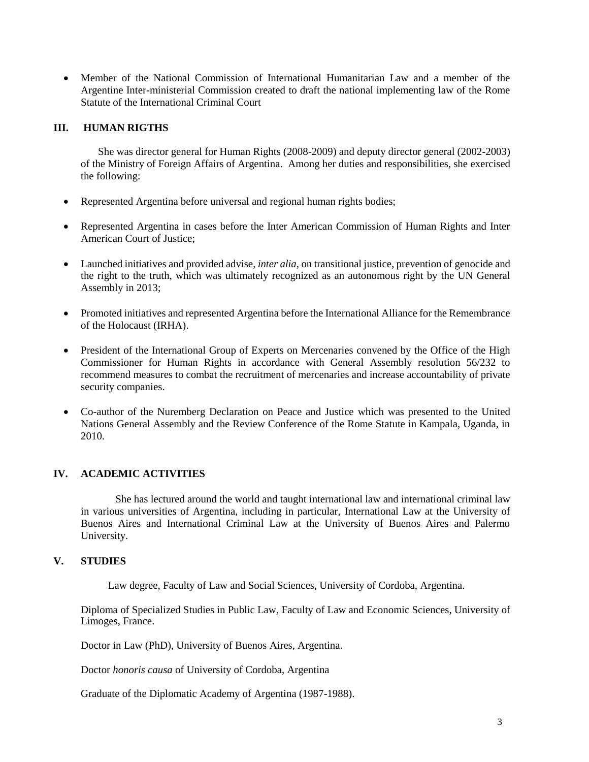- Member of the National Commission of International Humanitarian Law and a member of the Argentine Inter-ministerial Commission created to draft the national implementing law of the Rome Statute of the International Criminal Court

## III. HUMAN RIGTHS

She was director general for Human Rights (2008-2009) and deputy director general (2002-2003) of the Ministry of Foreign Affairs of Argentina. Among her duties and responsibilities, she exercised the following:

- Represented Argentina before universal and regional human rights bodies;
- Represented Argentina in cases before the Inter American Commission of Human Rights and Inter American Court of Justice;
- Launched initiatives and provided advise, *inter alia*, on transitional justice, prevention of genocide and the right to the truth, which was ultimately recognized as an autonomous right by the UN General Assembly in 2013;
- Promoted initiatives and represented Argentina before the International Alliance for the Remembrance of the Holocaust (IRHA).
- President of the International Group of Experts on Mercenaries convened by the Office of the High Commissioner for Human Rights in accordance with General Assembly resolution 56/232 to recommend measures to combat the recruitment of mercenaries and increase accountability of private security companies.
- Co-author of the Nuremberg Declaration on Peace and Justice which was presented to the United Nations General Assembly and the Review Conference of the Rome Statute in Kampala, Uganda, in 2010.

## IV. ACADEMIC ACTIVITIES

She has lectured around the world and taught international law and international criminal law in various universities of Argentina, including in particular, International Law at the University of Buenos Aires and International Criminal Law at the University of Buenos Aires and Palermo University.

## V. STUDIES

Law degree, Faculty of Law and Social Sciences, University of Cordoba, Argentina.

Diploma of Specialized Studies in Public Law, Faculty of Law and Economic Sciences, University of Limoges, France.

Doctor in Law (PhD), University of Buenos Aires, Argentina.

Doctor *honoris causa* of University of Cordoba, Argentina

Graduate of the Diplomatic Academy of Argentina (1987-1988).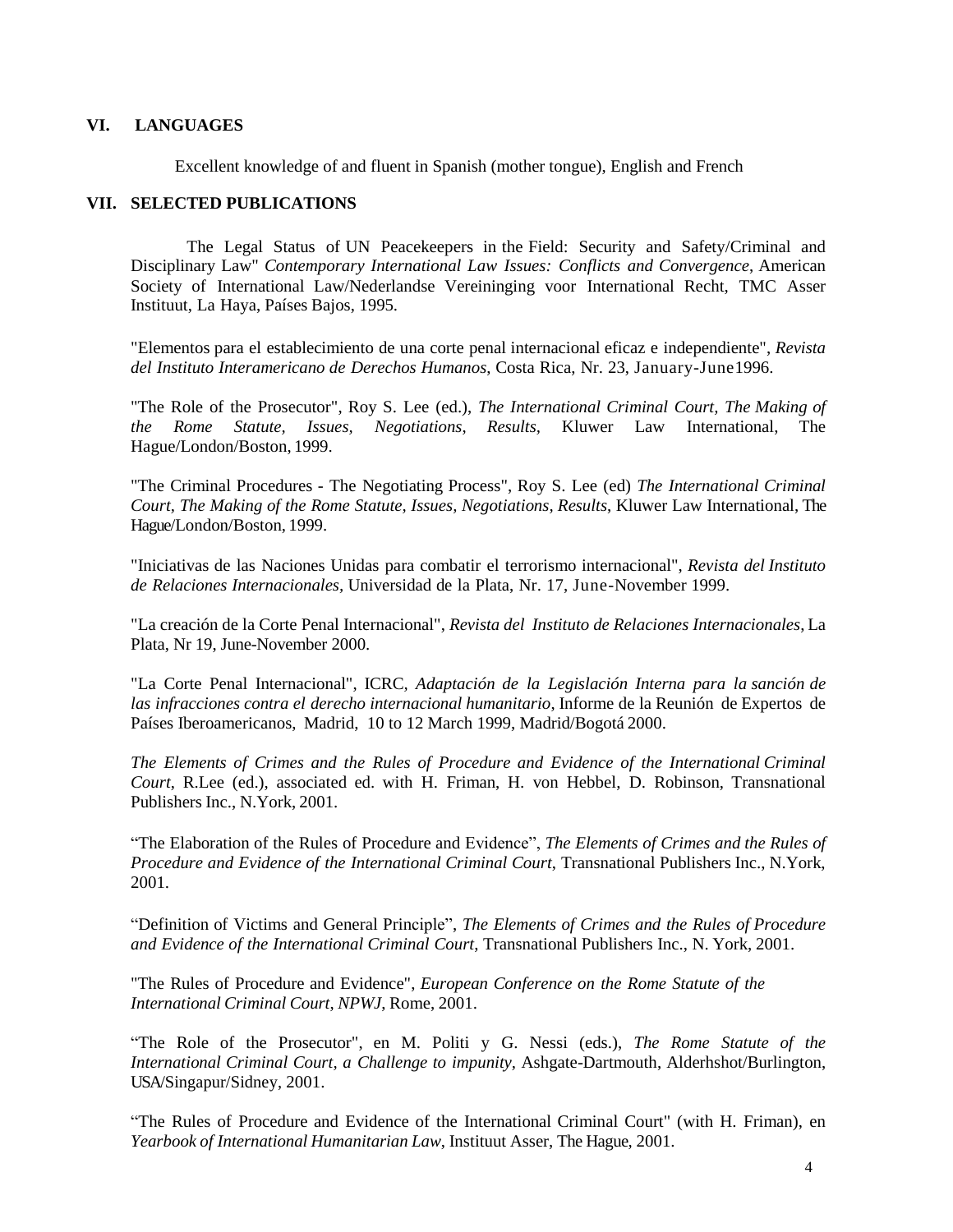## VI. LANGUAGES

Excellent knowledge of and fluent in Spanish (mother tongue), English and French

## VII. SELECTED PUBLICATIONS

The Legal Status of UN Peacekeepers in the Field: Security and Safety/Criminal and Disciplinary Law" *Contemporary International Law Issues: Conflicts and Convergence*, American Society of International Law/Nederlandse Vereininging voor International Recht, TMC Asser Instituut, La Haya, Países Bajos, 1995.

"Elementos para el establecimiento de una corte penal internacional eficaz e independiente", *Revista del Instituto Interamericano de Derechos Humanos*, Costa Rica, Nr. 23, January-June1996.

"The Role of the Prosecutor", Roy S. Lee (ed.), *The International Criminal Court, The Making of the Rome Statute, Issues, Negotiations, Results,* Kluwer Law International, The Hague/London/Boston, 1999.

"The Criminal Procedures - The Negotiating Process", Roy S. Lee (ed) *The International Criminal Court, The Making of the Rome Statute, Issues, Negotiations, Results*, Kluwer Law International, The Hague/London/Boston, 1999.

"Iniciativas de las Naciones Unidas para combatir el terrorismo internacional", *Revista del Instituto de Relaciones Internacionales*, Universidad de la Plata, Nr. 17, June-November 1999.

"La creación de la Corte Penal Internacional", *Revista del Instituto de Relaciones Internacionales*, La Plata, Nr 19, June-November 2000.

"La Corte Penal Internacional", ICRC, *Adaptación de la Legislación Interna para la sanción de las infracciones contra el derecho internacional humanitario*, Informe de la Reunión de Expertos de Países Iberoamericanos, Madrid, 10 to 12 March 1999, Madrid/Bogotá 2000.

*The Elements of Crimes and the Rules of Procedure and Evidence of the International Criminal Court*, R.Lee (ed.), associated ed. with H. Friman, H. von Hebbel, D. Robinson, Transnational Publishers Inc., N.York, 2001.

"The Elaboration of the Rules of Procedure and Evidence", *The Elements of Crimes and the Rules of Procedure and Evidence of the International Criminal Court*, Transnational Publishers Inc., N.York, 2001.

"Definition of Victims and General Principle", *The Elements of Crimes and the Rules of Procedure and Evidence of the International Criminal Court*, Transnational Publishers Inc., N. York, 2001.

"The Rules of Procedure and Evidence", *European Conference on the Rome Statute of the International Criminal Court, NPWJ*, Rome, 2001.

"The Role of the Prosecutor", en M. Politi y G. Nessi (eds.), *The Rome Statute of the International Criminal Court, a Challenge to impunity*, Ashgate-Dartmouth, Alderhshot/Burlington, USA/Singapur/Sidney, 2001.

"The Rules of Procedure and Evidence of the International Criminal Court" (with H. Friman), en *Yearbook of International Humanitarian Law*, Instituut Asser, The Hague, 2001.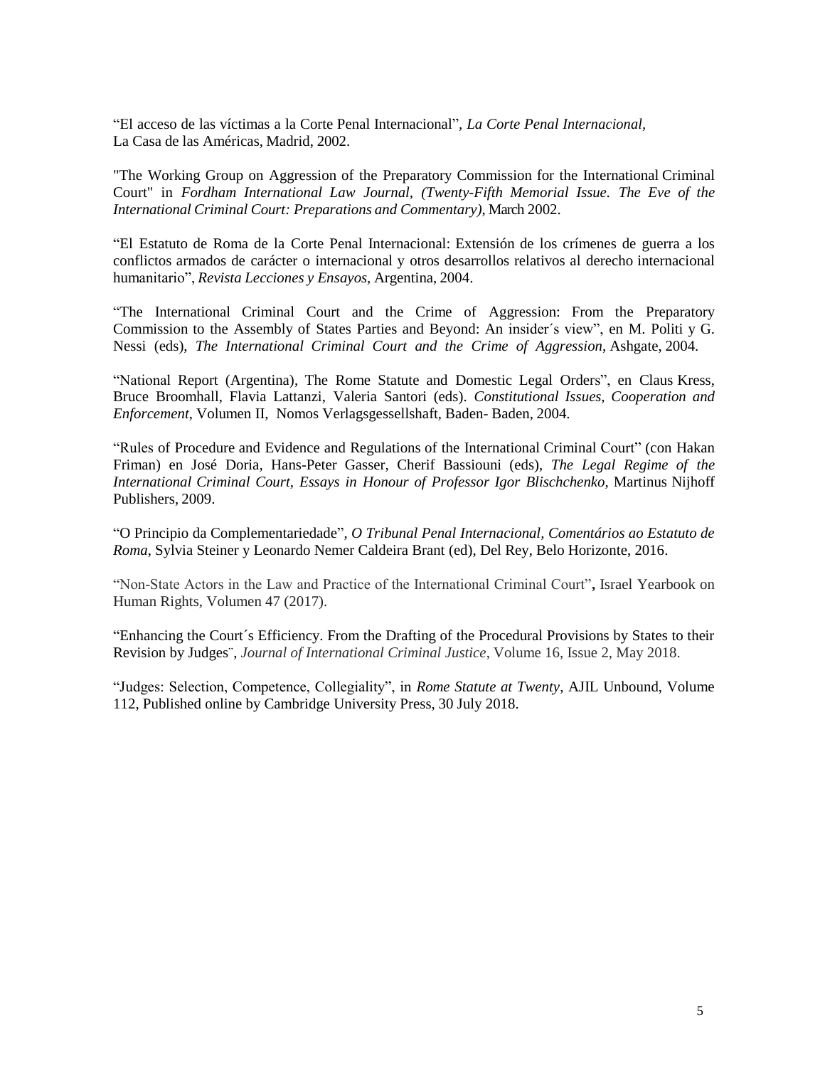"El acceso de las víctimas a la Corte Penal Internacional", *La Corte Penal Internacional,* La Casa de las Américas, Madrid, 2002.

"The Working Group on Aggression of the Preparatory Commission for the International Criminal Court" in *Fordham International Law Journal, (Twenty-Fifth Memorial Issue. The Eve of the International Criminal Court: Preparations and Commentary)*, March 2002.

"El Estatuto de Roma de la Corte Penal Internacional: Extensión de los crímenes de guerra a los conflictos armados de carácter o internacional y otros desarrollos relativos al derecho internacional humanitario", *Revista Lecciones y Ensayos,* Argentina, 2004.

"The International Criminal Court and the Crime of Aggression: From the Preparatory Commission to the Assembly of States Parties and Beyond: An insider´s view", en M. Politi y G. Nessi (eds), *The International Criminal Court and the Crime of Aggression*, Ashgate, 2004.

"National Report (Argentina), The Rome Statute and Domestic Legal Orders", en Claus Kress, Bruce Broomhall, Flavia Lattanzi, Valeria Santori (eds). *Constitutional Issues, Cooperation and Enforcement,* Volumen II, Nomos Verlagsgessellshaft, Baden- Baden, 2004.

"Rules of Procedure and Evidence and Regulations of the International Criminal Court" (con Hakan Friman) en José Doria, Hans-Peter Gasser, Cherif Bassiouni (eds), *The Legal Regime of the International Criminal Court, Essays in Honour of Professor Igor Blischchenko,* Martinus Nijhoff Publishers, 2009.

"O Principio da Complementariedade", *O Tribunal Penal Internacional, Comentários ao Estatuto de Roma,* Sylvia Steiner y Leonardo Nemer Caldeira Brant (ed), Del Rey, Belo Horizonte, 2016.

"Non-State Actors in the Law and Practice of the International Criminal Court"**,** Israel Yearbook on Human Rights, Volumen 47 (2017).

"Enhancing the Court´s Efficiency. From the Drafting of the Procedural Provisions by States to their Revision by Judges¨, *Journal of International Criminal Justice*, Volume 16, Issue 2, May 2018.

"Judges: Selection, Competence, Collegiality", in *Rome Statute at Twenty*, AJIL Unbound, Volume 112, Published online by Cambridge University Press, 30 July 2018.